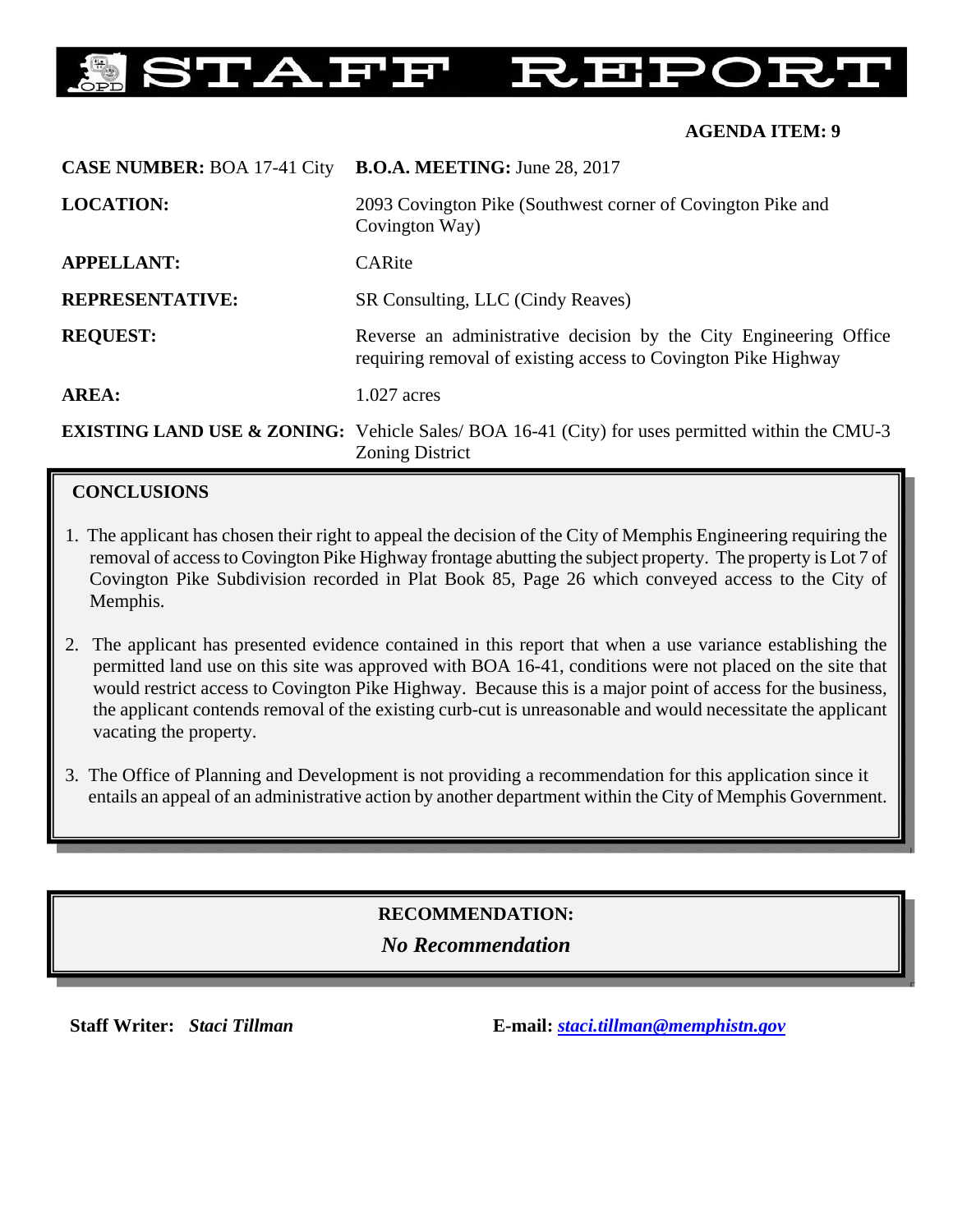# STAFF REPORT

**AGENDA ITEM: 9**

| | |
|---|---|
| **CASE NUMBER:** BOA 17-41 City | **B.O.A. MEETING:** June 28, 2017 |
| **LOCATION:** | 2093 Covington Pike (Southwest corner of Covington Pike and Covington Way) |
| **APPELLANT:** | CARite |
| **REPRESENTATIVE:** | SR Consulting, LLC (Cindy Reaves) |
| **REQUEST:** | Reverse an administrative decision by the City Engineering Office requiring removal of existing access to Covington Pike Highway |
| **AREA:** | 1.027 acres |
| **EXISTING LAND USE & ZONING:** | Vehicle Sales/ BOA 16-41 (City) for uses permitted within the CMU-3 Zoning District |

## CONCLUSIONS

1. The applicant has chosen their right to appeal the decision of the City of Memphis Engineering requiring the removal of access to Covington Pike Highway frontage abutting the subject property. The property is Lot 7 of Covington Pike Subdivision recorded in Plat Book 85, Page 26 which conveyed access to the City of Memphis.

2. The applicant has presented evidence contained in this report that when a use variance establishing the permitted land use on this site was approved with BOA 16-41, conditions were not placed on the site that would restrict access to Covington Pike Highway. Because this is a major point of access for the business, the applicant contends removal of the existing curb-cut is unreasonable and would necessitate the applicant vacating the property.

3. The Office of Planning and Development is not providing a recommendation for this application since it entails an appeal of an administrative action by another department within the City of Memphis Government.

**RECOMMENDATION:**

***No Recommendation***

**Staff Writer:** ***Staff Tillman*** — wait

**Staff Writer:** ***Staci Tillman*** **E-mail:** ***staci.tillman@memphistn.gov***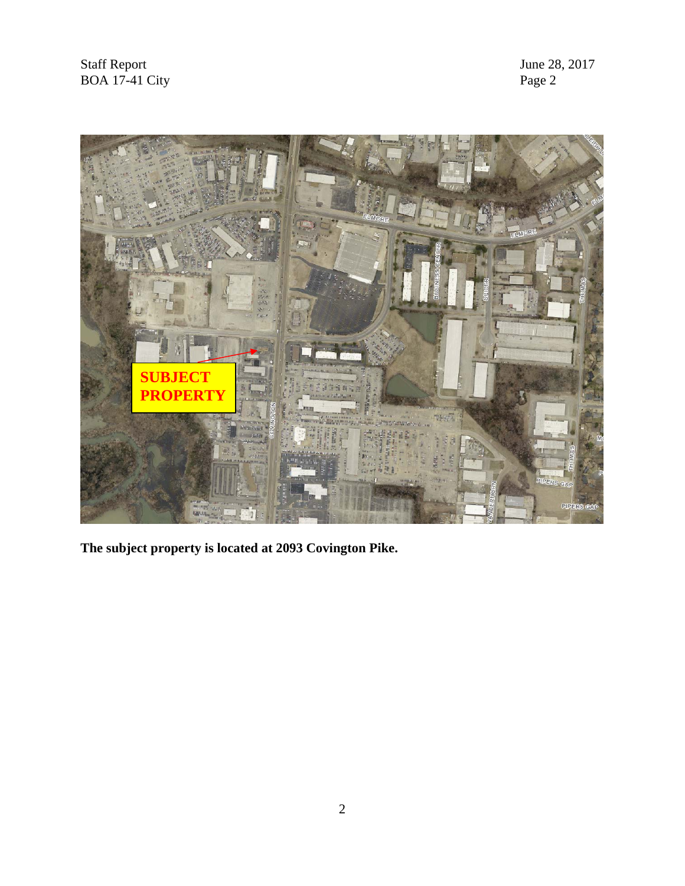**The subject property is located at 2093 Covington Pike.**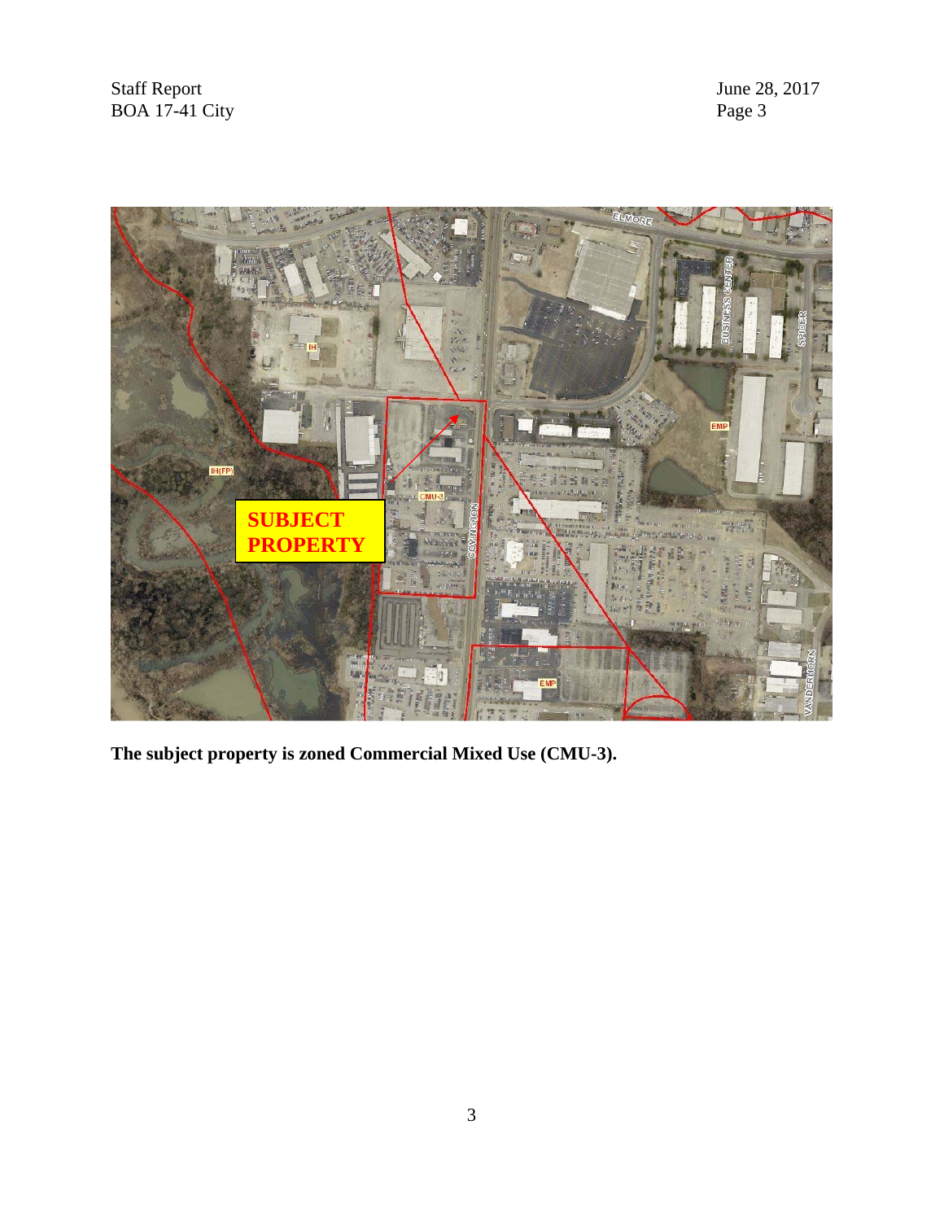**The subject property is zoned Commercial Mixed Use (CMU-3).**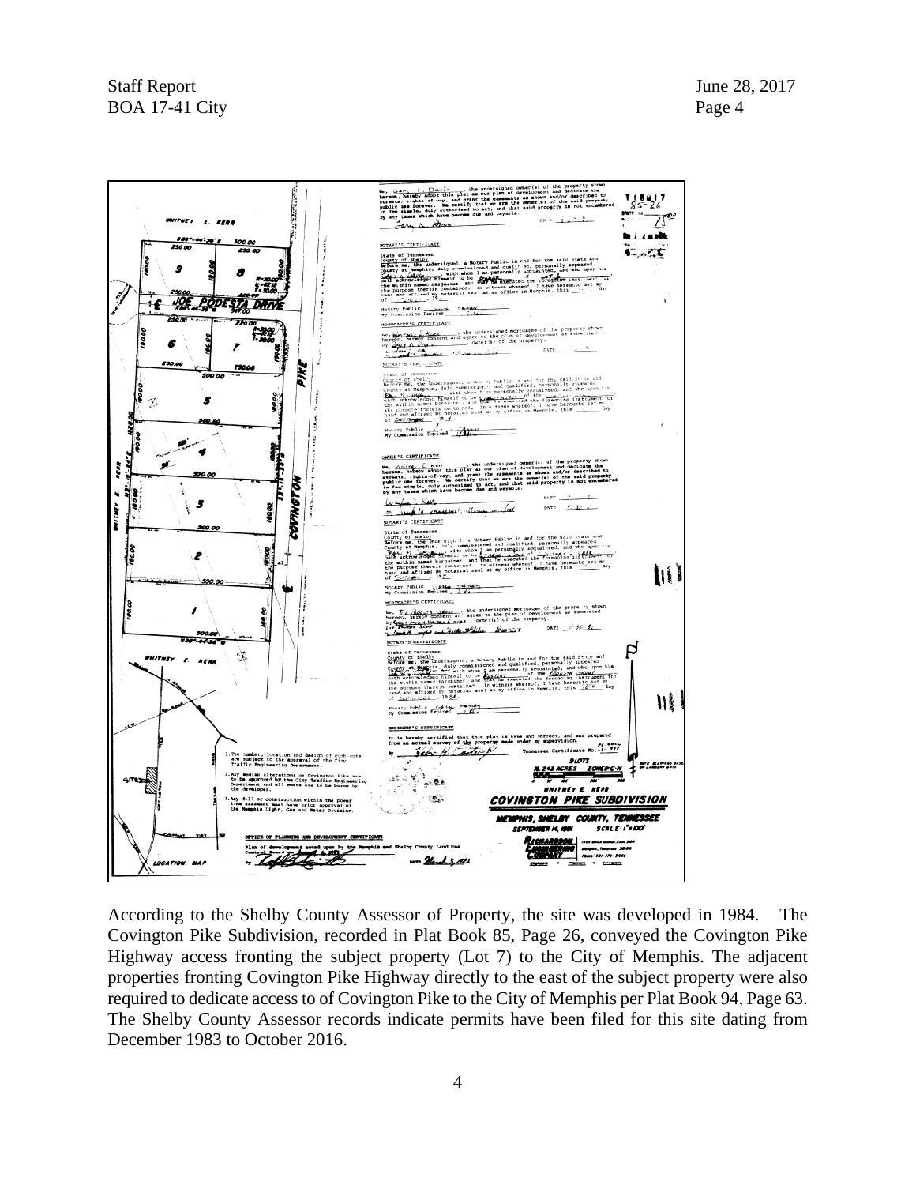According to the Shelby County Assessor of Property, the site was developed in 1984. The Covington Pike Subdivision, recorded in Plat Book 85, Page 26, conveyed the Covington Pike Highway access fronting the subject property (Lot 7) to the City of Memphis. The adjacent properties fronting Covington Pike Highway directly to the east of the subject property were also required to dedicate access to of Covington Pike to the City of Memphis per Plat Book 94, Page 63. The Shelby County Assessor records indicate permits have been filed for this site dating from December 1983 to October 2016.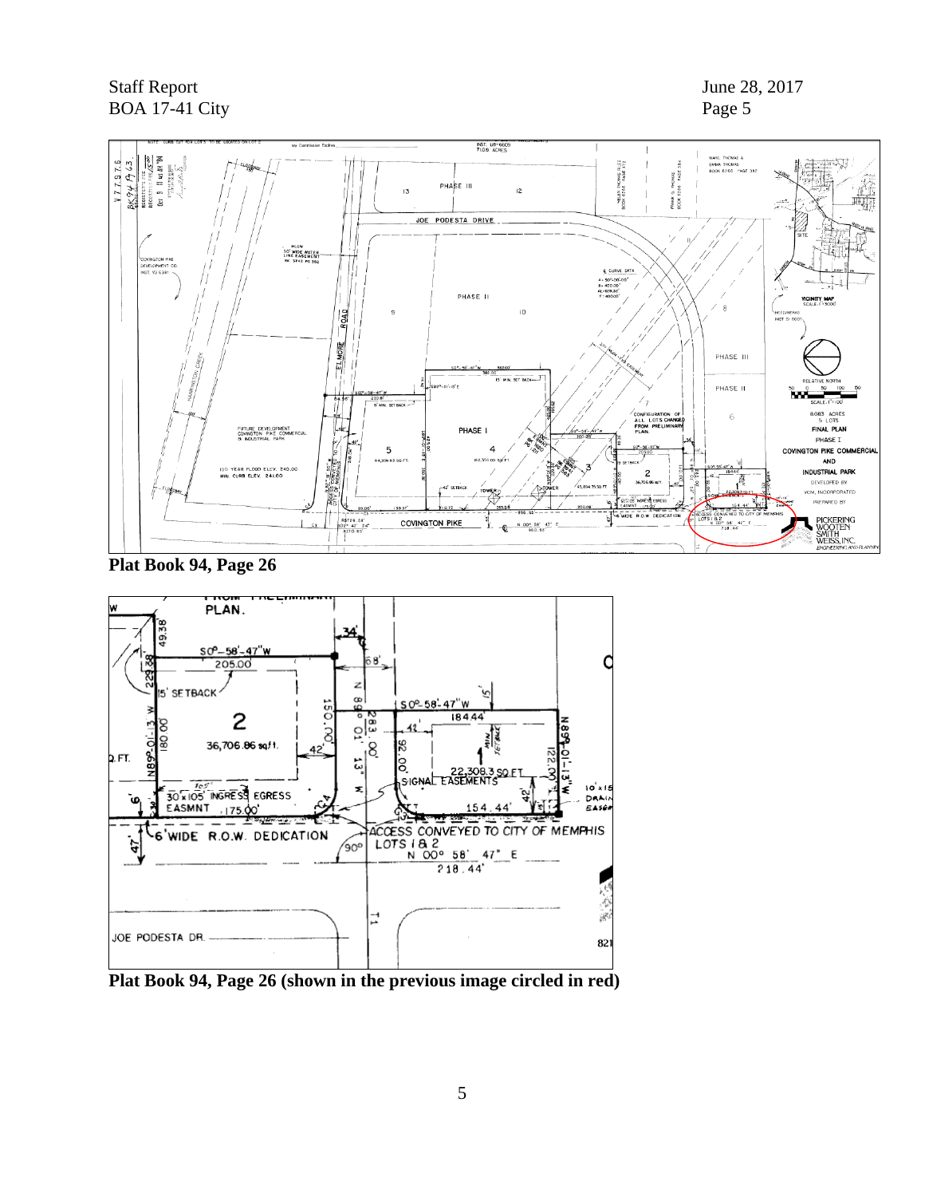**Plat Book 94, Page 26**

**Plat Book 94, Page 26 (shown in the previous image circled in red)**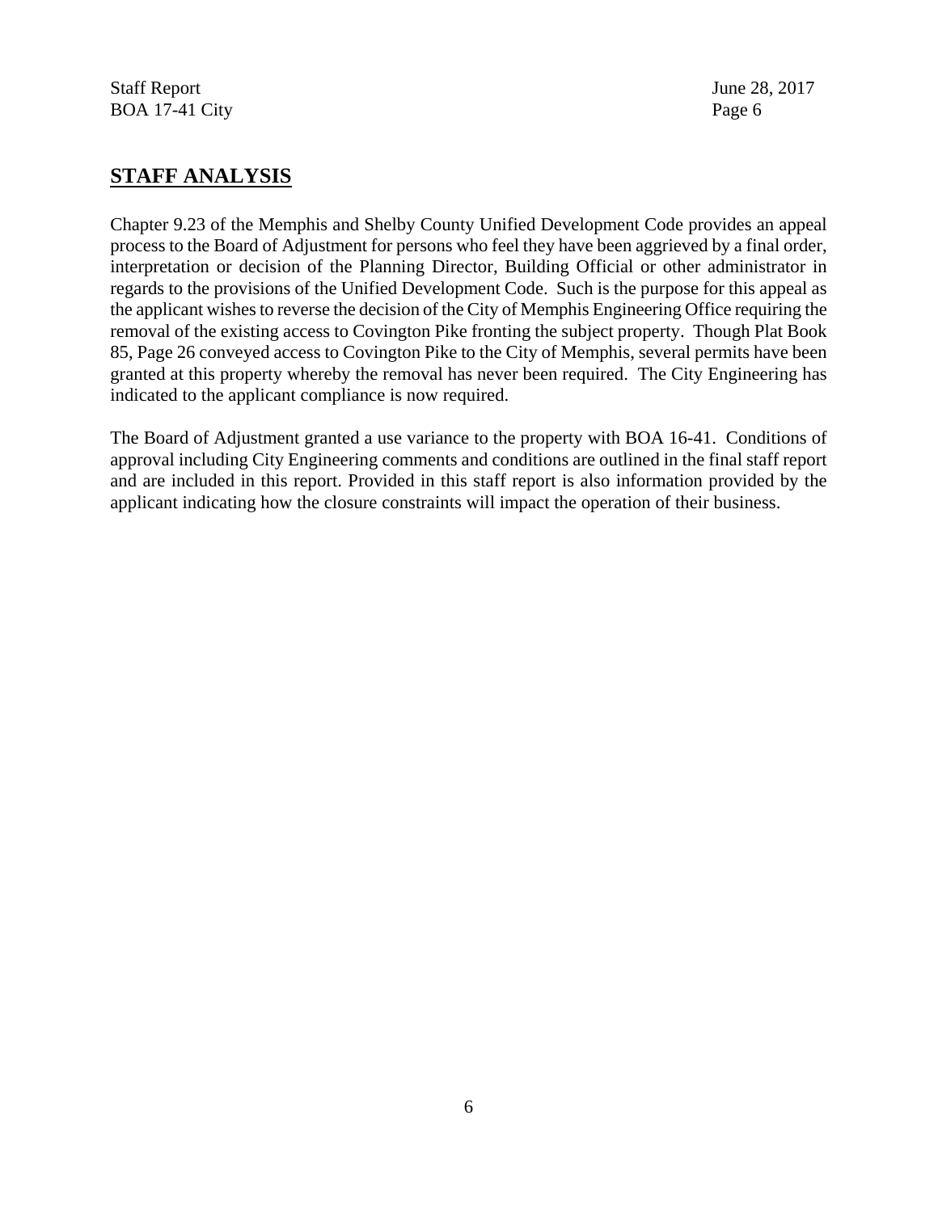## STAFF ANALYSIS

Chapter 9.23 of the Memphis and Shelby County Unified Development Code provides an appeal process to the Board of Adjustment for persons who feel they have been aggrieved by a final order, interpretation or decision of the Planning Director, Building Official or other administrator in regards to the provisions of the Unified Development Code. Such is the purpose for this appeal as the applicant wishes to reverse the decision of the City of Memphis Engineering Office requiring the removal of the existing access to Covington Pike fronting the subject property. Though Plat Book 85, Page 26 conveyed access to Covington Pike to the City of Memphis, several permits have been granted at this property whereby the removal has never been required. The City Engineering has indicated to the applicant compliance is now required.

The Board of Adjustment granted a use variance to the property with BOA 16-41. Conditions of approval including City Engineering comments and conditions are outlined in the final staff report and are included in this report. Provided in this staff report is also information provided by the applicant indicating how the closure constraints will impact the operation of their business.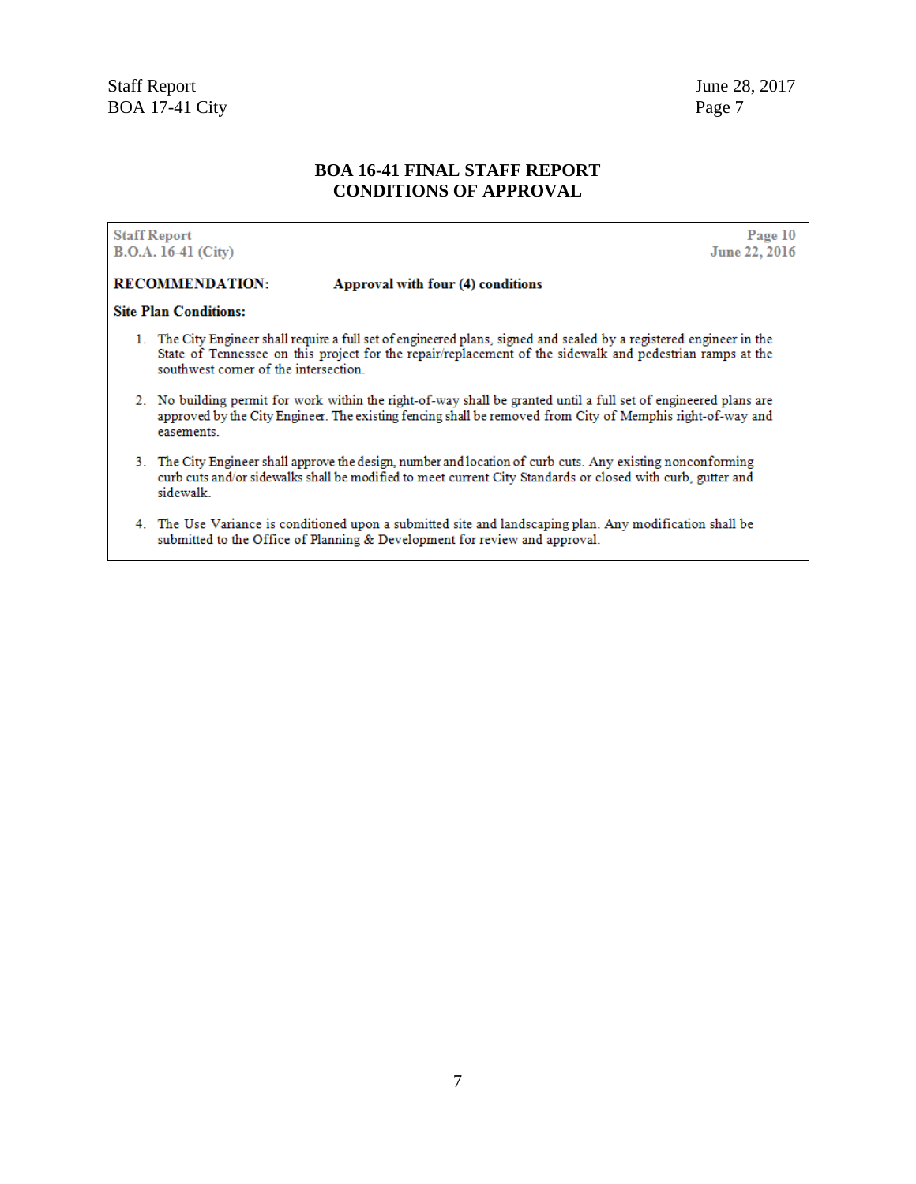## BOA 16-41 FINAL STAFF REPORT
## CONDITIONS OF APPROVAL

Staff Report
B.O.A. 16-41 (City)

Page 10
June 22, 2016

**RECOMMENDATION:** **Approval with four (4) conditions**

**Site Plan Conditions:**

1. The City Engineer shall require a full set of engineered plans, signed and sealed by a registered engineer in the State of Tennessee on this project for the repair/replacement of the sidewalk and pedestrian ramps at the southwest corner of the intersection.

2. No building permit for work within the right-of-way shall be granted until a full set of engineered plans are approved by the City Engineer. The existing fencing shall be removed from City of Memphis right-of-way and easements.

3. The City Engineer shall approve the design, number and location of curb cuts. Any existing nonconforming curb cuts and/or sidewalks shall be modified to meet current City Standards or closed with curb, gutter and sidewalk.

4. The Use Variance is conditioned upon a submitted site and landscaping plan. Any modification shall be submitted to the Office of Planning & Development for review and approval.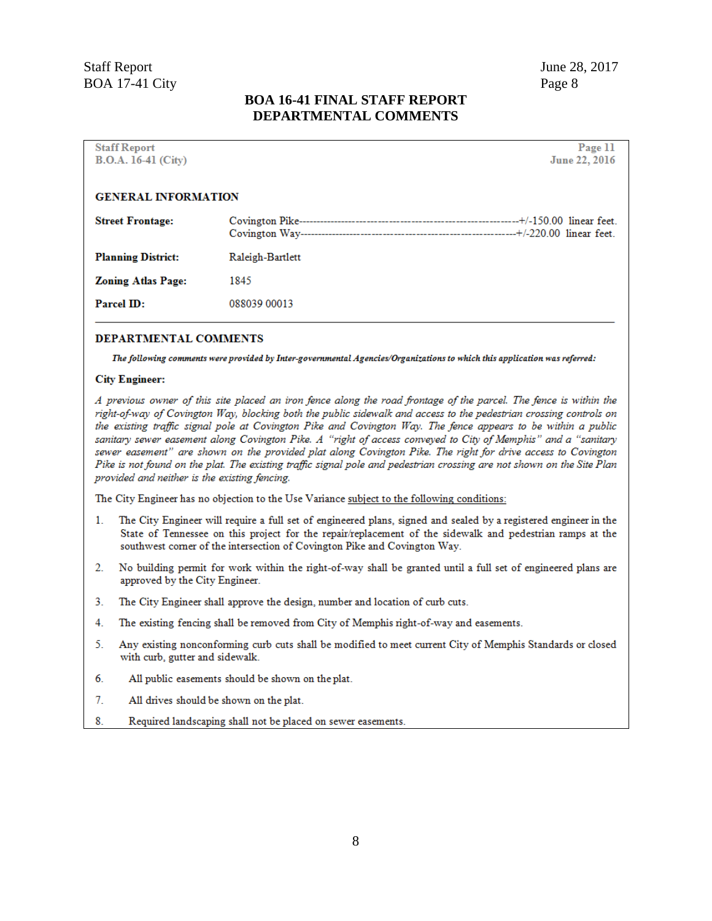## BOA 16-41 FINAL STAFF REPORT
## DEPARTMENTAL COMMENTS

Staff Report
B.O.A. 16-41 (City)

Page 11
June 22, 2016

### GENERAL INFORMATION

| | |
|---|---|
| **Street Frontage:** | Covington Pike------------------------------------------------------------+/-150.00 linear feet.<br>Covington Way-----------------------------------------------------------+/-220.00 linear feet. |
| **Planning District:** | Raleigh-Bartlett |
| **Zoning Atlas Page:** | 1845 |
| **Parcel ID:** | 088039 00013 |

### DEPARTMENTAL COMMENTS

***The following comments were provided by Inter-governmental Agencies/Organizations to which this application was referred:***

**City Engineer:**

*A previous owner of this site placed an iron fence along the road frontage of the parcel. The fence is within the right-of-way of Covington Way, blocking both the public sidewalk and access to the pedestrian crossing controls on the existing traffic signal pole at Covington Pike and Covington Way. The fence appears to be within a public sanitary sewer easement along Covington Pike. A "right of access conveyed to City of Memphis" and a "sanitary sewer easement" are shown on the provided plat along Covington Pike. The right for drive access to Covington Pike is not found on the plat. The existing traffic signal pole and pedestrian crossing are not shown on the Site Plan provided and neither is the existing fencing.*

The City Engineer has no objection to the Use Variance subject to the following conditions:

1. The City Engineer will require a full set of engineered plans, signed and sealed by a registered engineer in the State of Tennessee on this project for the repair/replacement of the sidewalk and pedestrian ramps at the southwest corner of the intersection of Covington Pike and Covington Way.
2. No building permit for work within the right-of-way shall be granted until a full set of engineered plans are approved by the City Engineer.
3. The City Engineer shall approve the design, number and location of curb cuts.
4. The existing fencing shall be removed from City of Memphis right-of-way and easements.
5. Any existing nonconforming curb cuts shall be modified to meet current City of Memphis Standards or closed with curb, gutter and sidewalk.
6. All public easements should be shown on the plat.
7. All drives should be shown on the plat.
8. Required landscaping shall not be placed on sewer easements.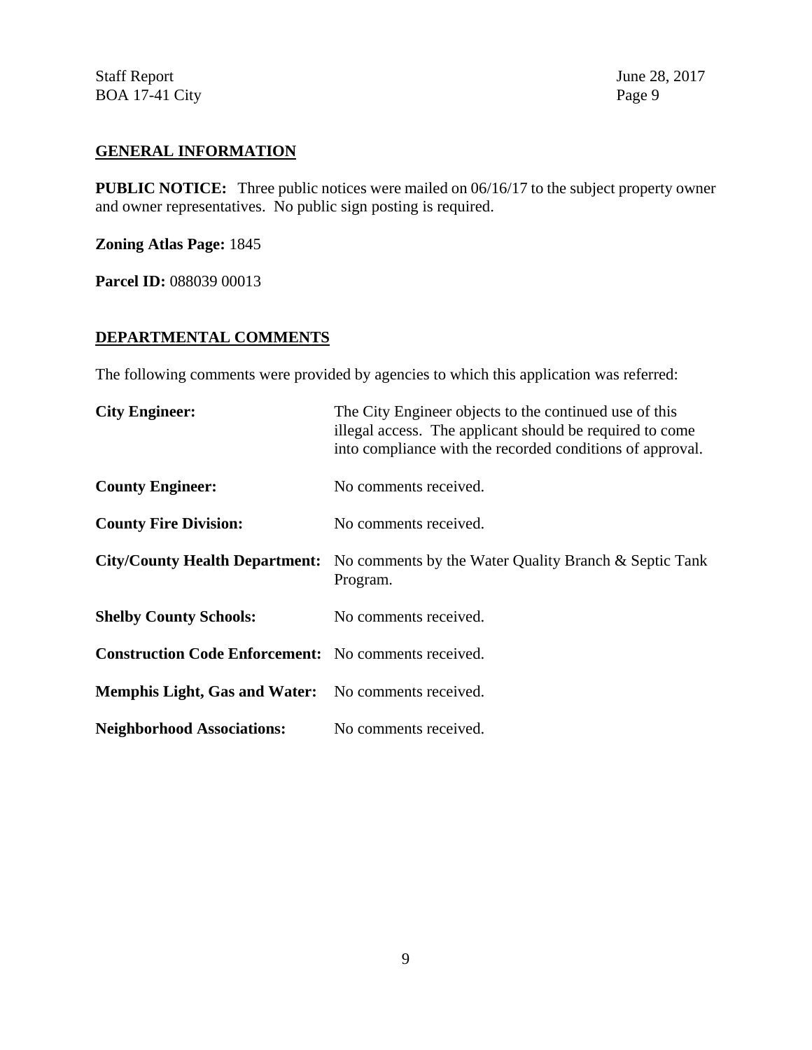## GENERAL INFORMATION

**PUBLIC NOTICE:** Three public notices were mailed on 06/16/17 to the subject property owner and owner representatives. No public sign posting is required.

**Zoning Atlas Page:** 1845

**Parcel ID:** 088039 00013

## DEPARTMENTAL COMMENTS

The following comments were provided by agencies to which this application was referred:

**City Engineer:** The City Engineer objects to the continued use of this illegal access. The applicant should be required to come into compliance with the recorded conditions of approval.

**County Engineer:** No comments received.

**County Fire Division:** No comments received.

**City/County Health Department:** No comments by the Water Quality Branch & Septic Tank Program.

**Shelby County Schools:** No comments received.

**Construction Code Enforcement:** No comments received.

**Memphis Light, Gas and Water:** No comments received.

**Neighborhood Associations:** No comments received.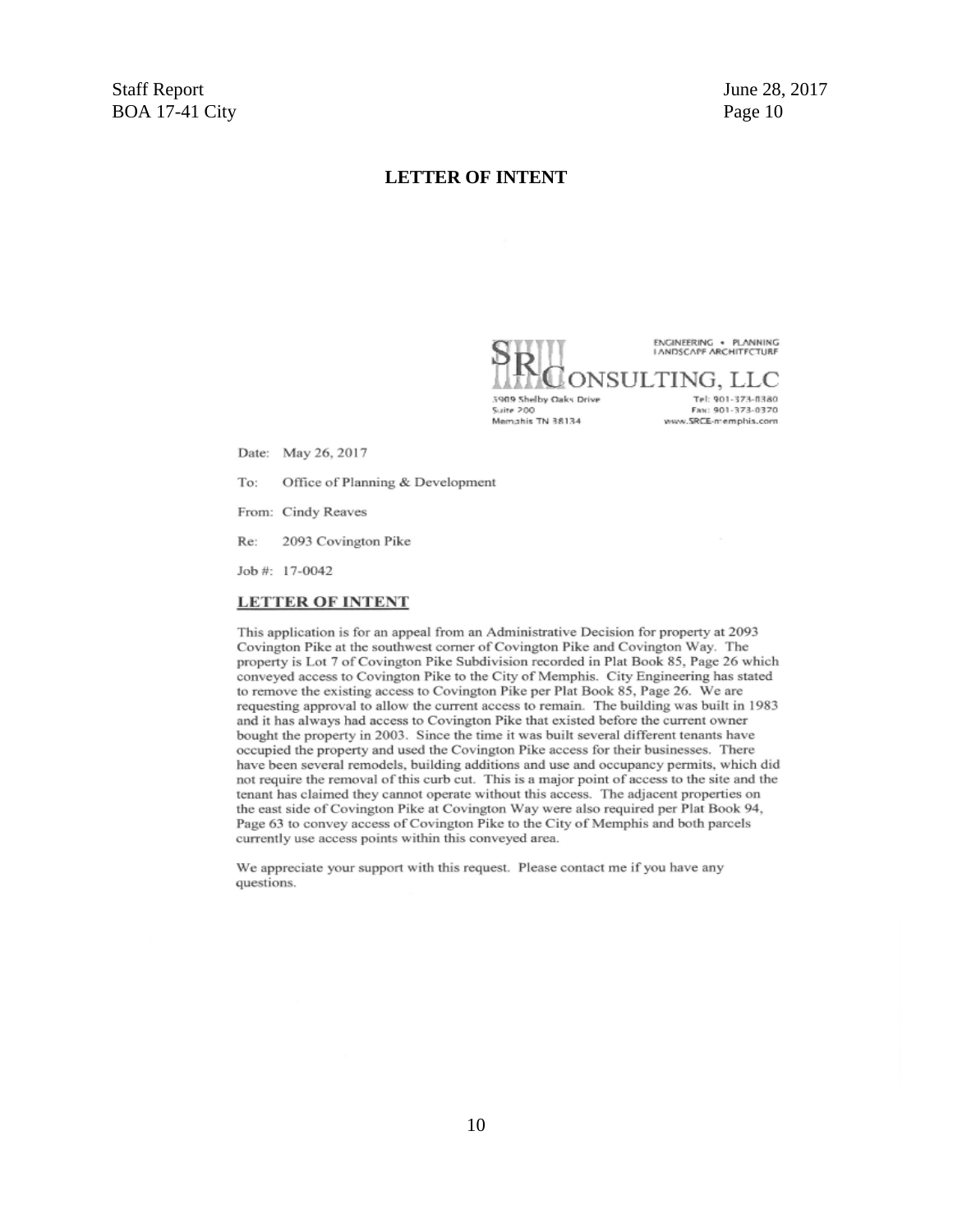# LETTER OF INTENT

SRC CONSULTING, LLC
ENGINEERING • PLANNING
LANDSCAPE ARCHITECTURE

5909 Shelby Oaks Drive
Suite 200
Memphis TN 38134

Tel: 901-373-0380
Fax: 901-373-0370
www.SRCE-memphis.com

Date: May 26, 2017

To: Office of Planning & Development

From: Cindy Reaves

Re: 2093 Covington Pike

Job #: 17-0042

## LETTER OF INTENT

This application is for an appeal from an Administrative Decision for property at 2093 Covington Pike at the southwest corner of Covington Pike and Covington Way. The property is Lot 7 of Covington Pike Subdivision recorded in Plat Book 85, Page 26 which conveyed access to Covington Pike to the City of Memphis. City Engineering has stated to remove the existing access to Covington Pike per Plat Book 85, Page 26. We are requesting approval to allow the current access to remain. The building was built in 1983 and it has always had access to Covington Pike that existed before the current owner bought the property in 2003. Since the time it was built several different tenants have occupied the property and used the Covington Pike access for their businesses. There have been several remodels, building additions and use and occupancy permits, which did not require the removal of this curb cut. This is a major point of access to the site and the tenant has claimed they cannot operate without this access. The adjacent properties on the east side of Covington Pike at Covington Way were also required per Plat Book 94, Page 63 to convey access of Covington Pike to the City of Memphis and both parcels currently use access points within this conveyed area.

We appreciate your support with this request. Please contact me if you have any questions.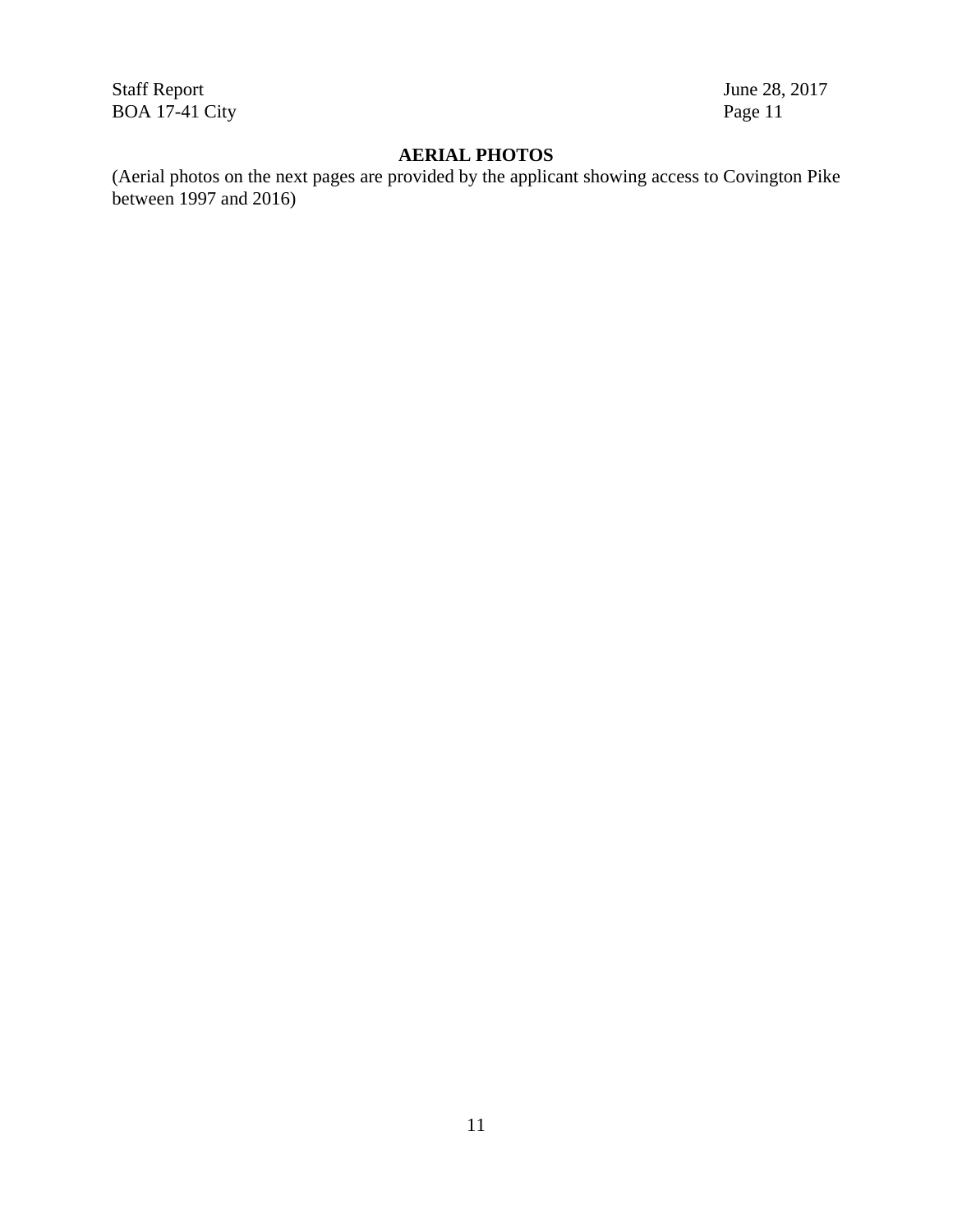## AERIAL PHOTOS

(Aerial photos on the next pages are provided by the applicant showing access to Covington Pike between 1997 and 2016)